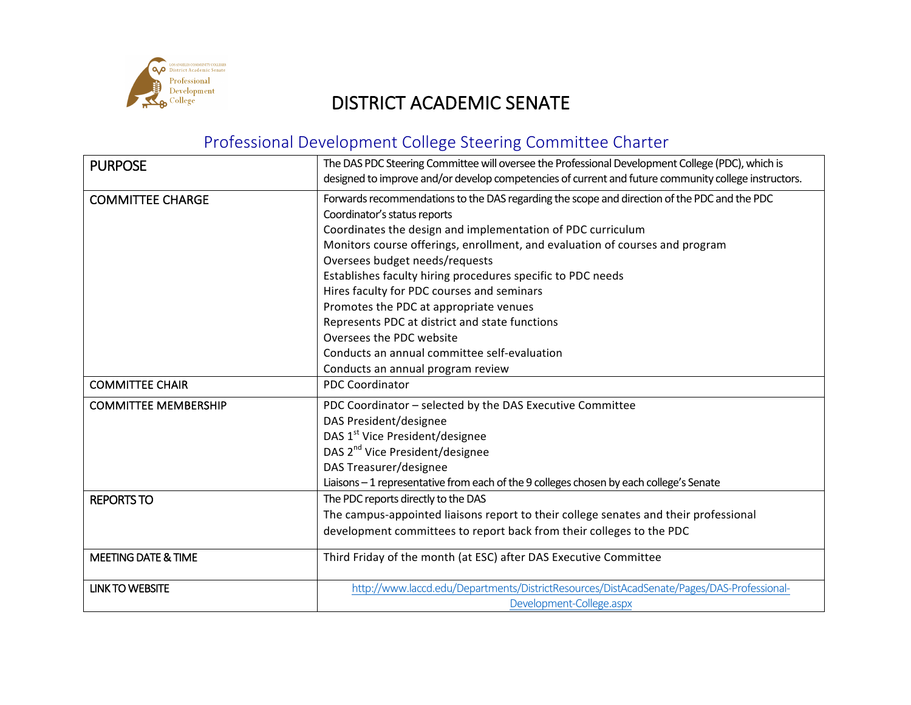# DISTRICT ACADEMIC SENATE

## Professional Development College Steering Committee Charter

| | |
|---|---|
| PURPOSE | The DAS PDC Steering Committee will oversee the Professional Development College (PDC), which is designed to improve and/or develop competencies of current and future community college instructors. |
| COMMITTEE CHARGE | Forwards recommendations to the DAS regarding the scope and direction of the PDC and the PDC Coordinator's status reports<br>Coordinates the design and implementation of PDC curriculum<br>Monitors course offerings, enrollment, and evaluation of courses and program<br>Oversees budget needs/requests<br>Establishes faculty hiring procedures specific to PDC needs<br>Hires faculty for PDC courses and seminars<br>Promotes the PDC at appropriate venues<br>Represents PDC at district and state functions<br>Oversees the PDC website<br>Conducts an annual committee self-evaluation<br>Conducts an annual program review |
| COMMITTEE CHAIR | PDC Coordinator |
| COMMITTEE MEMBERSHIP | PDC Coordinator – selected by the DAS Executive Committee<br>DAS President/designee<br>DAS 1st Vice President/designee<br>DAS 2nd Vice President/designee<br>DAS Treasurer/designee<br>Liaisons – 1 representative from each of the 9 colleges chosen by each college's Senate |
| REPORTS TO | The PDC reports directly to the DAS<br>The campus-appointed liaisons report to their college senates and their professional development committees to report back from their colleges to the PDC |
| MEETING DATE & TIME | Third Friday of the month (at ESC) after DAS Executive Committee |
| LINK TO WEBSITE | http://www.laccd.edu/Departments/DistrictResources/DistAcadSenate/Pages/DAS-Professional-Development-College.aspx |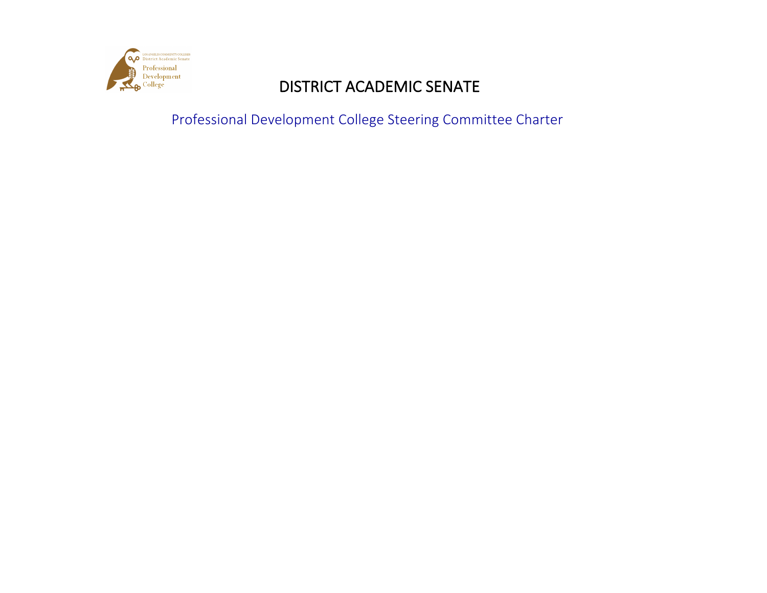# DISTRICT ACADEMIC SENATE

## Professional Development College Steering Committee Charter